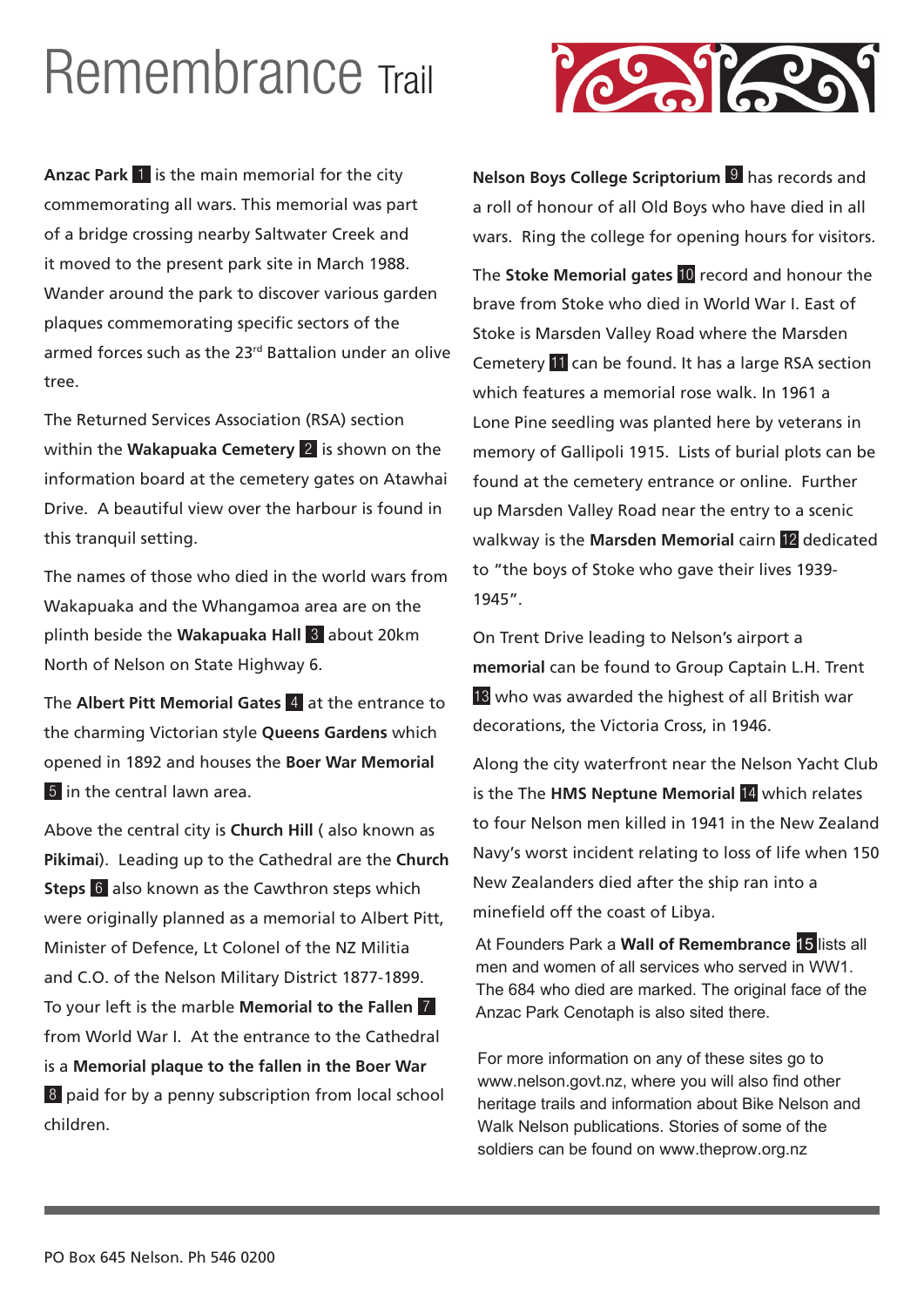# Remembrance Trail

**Anzac Park** 1 is the main memorial for the city commemorating all wars. This memorial was part of a bridge crossing nearby Saltwater Creek and it moved to the present park site in March 1988. Wander around the park to discover various garden plaques commemorating specific sectors of the armed forces such as the 23rd Battalion under an olive tree.

The Returned Services Association (RSA) section within the **Wakapuaka Cemetery** 2 is shown on the information board at the cemetery gates on Atawhai Drive. A beautiful view over the harbour is found in this tranquil setting.

The names of those who died in the world wars from Wakapuaka and the Whangamoa area are on the plinth beside the **Wakapuaka Hall** 3 about 20km North of Nelson on State Highway 6.

The **Albert Pitt Memorial Gates** 4 at the entrance to the charming Victorian style **Queens Gardens** which opened in 1892 and houses the **Boer War Memorial** 5 in the central lawn area.

Above the central city is **Church Hill** ( also known as **Pikimai**). Leading up to the Cathedral are the **Church Steps** 6 also known as the Cawthron steps which were originally planned as a memorial to Albert Pitt, Minister of Defence, Lt Colonel of the NZ Militia and C.O. of the Nelson Military District 1877-1899. To your left is the marble **Memorial to the Fallen** 7 from World War I. At the entrance to the Cathedral is a **Memorial plaque to the fallen in the Boer War** 8 paid for by a penny subscription from local school children.

**Nelson Boys College Scriptorium** 9 has records and a roll of honour of all Old Boys who have died in all wars. Ring the college for opening hours for visitors.

The **Stoke Memorial gates** 10 record and honour the brave from Stoke who died in World War I. East of Stoke is Marsden Valley Road where the Marsden Cemetery 11 can be found. It has a large RSA section which features a memorial rose walk. In 1961 a Lone Pine seedling was planted here by veterans in memory of Gallipoli 1915. Lists of burial plots can be found at the cemetery entrance or online. Further up Marsden Valley Road near the entry to a scenic walkway is the **Marsden Memorial** cairn 12 dedicated to "the boys of Stoke who gave their lives 1939-1945".

On Trent Drive leading to Nelson's airport a **memorial** can be found to Group Captain L.H. Trent 13 who was awarded the highest of all British war decorations, the Victoria Cross, in 1946.

Along the city waterfront near the Nelson Yacht Club is the The **HMS Neptune Memorial** 14 which relates to four Nelson men killed in 1941 in the New Zealand Navy's worst incident relating to loss of life when 150 New Zealanders died after the ship ran into a minefield off the coast of Libya.

At Founders Park a **Wall of Remembrance** 15 lists all men and women of all services who served in WW1. The 684 who died are marked. The original face of the Anzac Park Cenotaph is also sited there.

For more information on any of these sites go to www.nelson.govt.nz, where you will also find other heritage trails and information about Bike Nelson and Walk Nelson publications. Stories of some of the soldiers can be found on www.theprow.org.nz

PO Box 645 Nelson. Ph 546 0200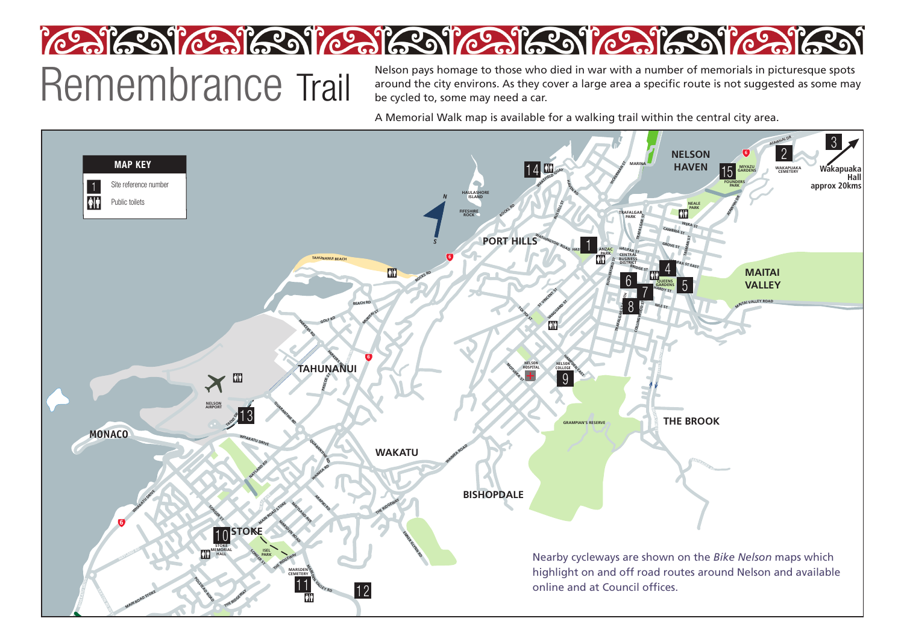# Remembrance Trail

Nelson pays homage to those who died in war with a number of memorials in picturesque spots around the city environs. As they cover a large area a specific route is not suggested as some may be cycled to, some may need a car.

A Memorial Walk map is available for a walking trail within the central city area.

**MAP KEY**

- 1 Site reference number
- Public toilets

Wakapuaka Hall approx 20kms

Nearby cycleways are shown on the *Bike Nelson* maps which highlight on and off road routes around Nelson and available online and at Council offices.